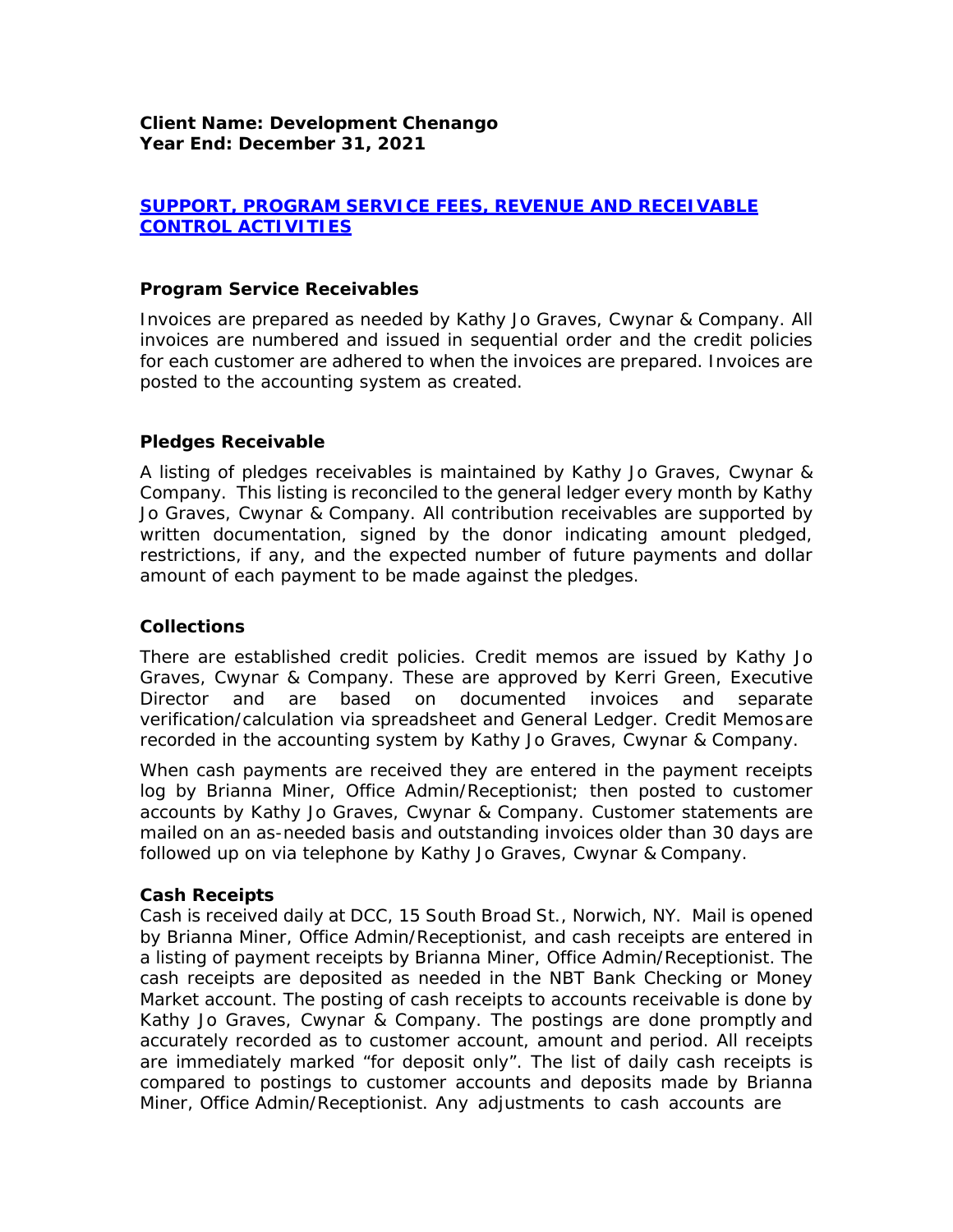**Client Name: Development Chenango**
**Year End: December 31, 2021**

## [SUPPORT, PROGRAM SERVICE FEES, REVENUE AND RECEIVABLE CONTROL ACTIVITIES]

### Program Service Receivables

Invoices are prepared as needed by Kathy Jo Graves, Cwynar & Company. All invoices are numbered and issued in sequential order and the credit policies for each customer are adhered to when the invoices are prepared. Invoices are posted to the accounting system as created.

### Pledges Receivable

A listing of pledges receivables is maintained by Kathy Jo Graves, Cwynar & Company. This listing is reconciled to the general ledger every month by Kathy Jo Graves, Cwynar & Company. All contribution receivables are supported by written documentation, signed by the donor indicating amount pledged, restrictions, if any, and the expected number of future payments and dollar amount of each payment to be made against the pledges.

### Collections

There are established credit policies. Credit memos are issued by Kathy Jo Graves, Cwynar & Company. These are approved by Kerri Green, Executive Director and are based on documented invoices and separate verification/calculation via spreadsheet and General Ledger. Credit Memos are recorded in the accounting system by Kathy Jo Graves, Cwynar & Company.

When cash payments are received they are entered in the payment receipts log by Brianna Miner, Office Admin/Receptionist; then posted to customer accounts by Kathy Jo Graves, Cwynar & Company. Customer statements are mailed on an as-needed basis and outstanding invoices older than 30 days are followed up on via telephone by Kathy Jo Graves, Cwynar & Company.

### Cash Receipts

Cash is received daily at DCC, 15 South Broad St., Norwich, NY. Mail is opened by Brianna Miner, Office Admin/Receptionist, and cash receipts are entered in a listing of payment receipts by Brianna Miner, Office Admin/Receptionist. The cash receipts are deposited as needed in the NBT Bank Checking or Money Market account. The posting of cash receipts to accounts receivable is done by Kathy Jo Graves, Cwynar & Company. The postings are done promptly and accurately recorded as to customer account, amount and period. All receipts are immediately marked "for deposit only". The list of daily cash receipts is compared to postings to customer accounts and deposits made by Brianna Miner, Office Admin/Receptionist. Any adjustments to cash accounts are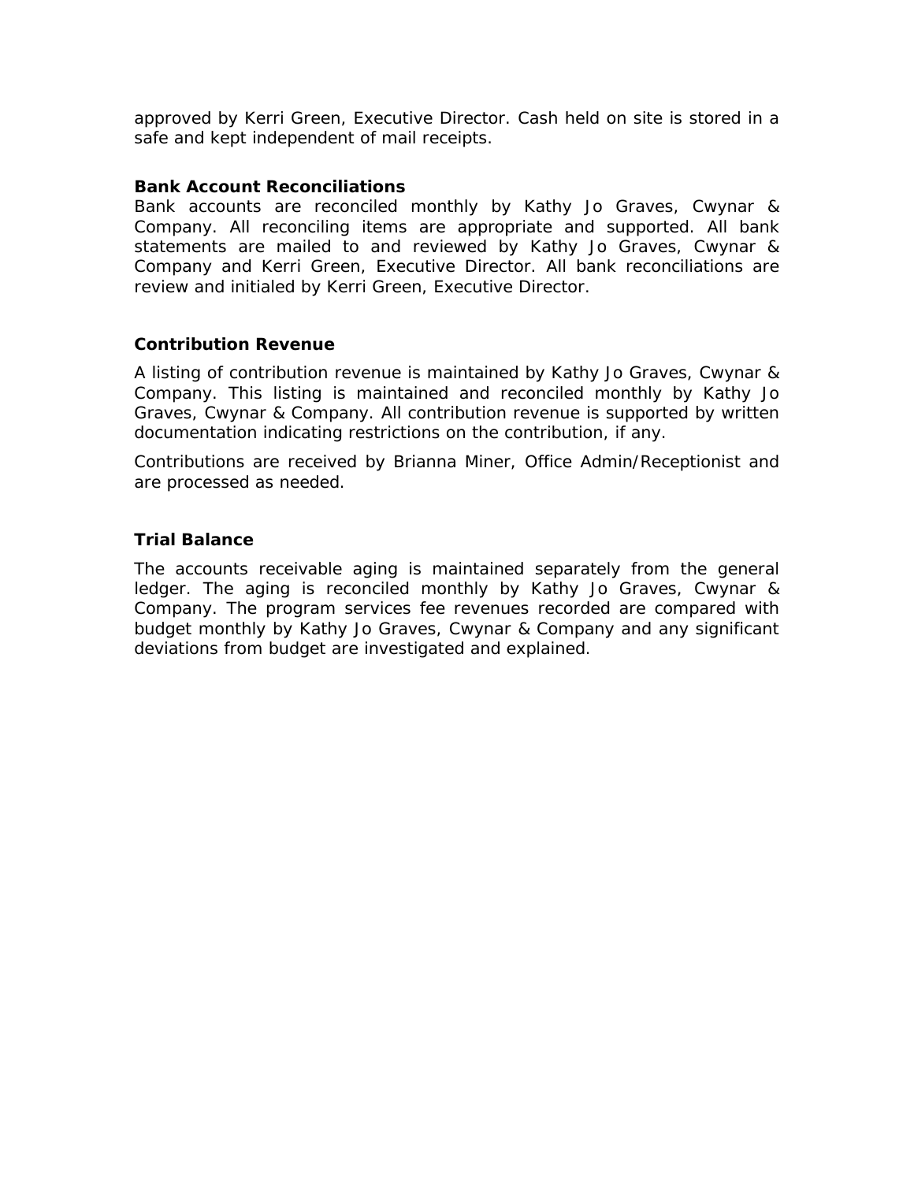approved by Kerri Green, Executive Director. Cash held on site is stored in a safe and kept independent of mail receipts.

**Bank Account Reconciliations**

Bank accounts are reconciled monthly by Kathy Jo Graves, Cwynar & Company. All reconciling items are appropriate and supported. All bank statements are mailed to and reviewed by Kathy Jo Graves, Cwynar & Company and Kerri Green, Executive Director. All bank reconciliations are review and initialed by Kerri Green, Executive Director.

**Contribution Revenue**

A listing of contribution revenue is maintained by Kathy Jo Graves, Cwynar & Company. This listing is maintained and reconciled monthly by Kathy Jo Graves, Cwynar & Company. All contribution revenue is supported by written documentation indicating restrictions on the contribution, if any.

Contributions are received by Brianna Miner, Office Admin/Receptionist and are processed as needed.

**Trial Balance**

The accounts receivable aging is maintained separately from the general ledger. The aging is reconciled monthly by Kathy Jo Graves, Cwynar & Company. The program services fee revenues recorded are compared with budget monthly by Kathy Jo Graves, Cwynar & Company and any significant deviations from budget are investigated and explained.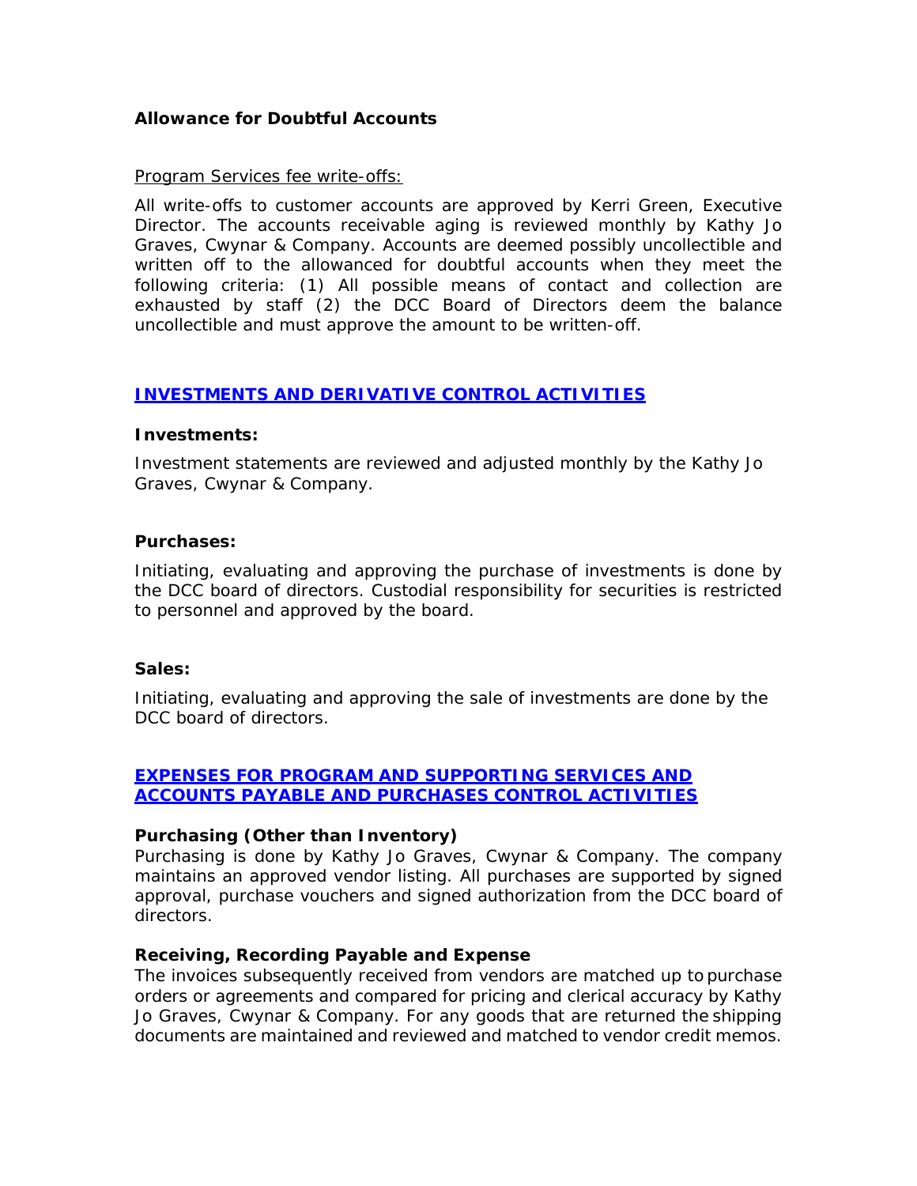**Allowance for Doubtful Accounts**

Program Services fee write-offs:

All write-offs to customer accounts are approved by Kerri Green, Executive Director. The accounts receivable aging is reviewed monthly by Kathy Jo Graves, Cwynar & Company. Accounts are deemed possibly uncollectible and written off to the allowanced for doubtful accounts when they meet the following criteria: (1) All possible means of contact and collection are exhausted by staff (2) the DCC Board of Directors deem the balance uncollectible and must approve the amount to be written-off.

## INVESTMENTS AND DERIVATIVE CONTROL ACTIVITIES

**Investments:**

Investment statements are reviewed and adjusted monthly by the Kathy Jo Graves, Cwynar & Company.

**Purchases:**

Initiating, evaluating and approving the purchase of investments is done by the DCC board of directors. Custodial responsibility for securities is restricted to personnel and approved by the board.

**Sales:**

Initiating, evaluating and approving the sale of investments are done by the DCC board of directors.

## EXPENSES FOR PROGRAM AND SUPPORTING SERVICES AND ACCOUNTS PAYABLE AND PURCHASES CONTROL ACTIVITIES

**Purchasing (Other than Inventory)**

Purchasing is done by Kathy Jo Graves, Cwynar & Company. The company maintains an approved vendor listing. All purchases are supported by signed approval, purchase vouchers and signed authorization from the DCC board of directors.

**Receiving, Recording Payable and Expense**

The invoices subsequently received from vendors are matched up to purchase orders or agreements and compared for pricing and clerical accuracy by Kathy Jo Graves, Cwynar & Company. For any goods that are returned the shipping documents are maintained and reviewed and matched to vendor credit memos.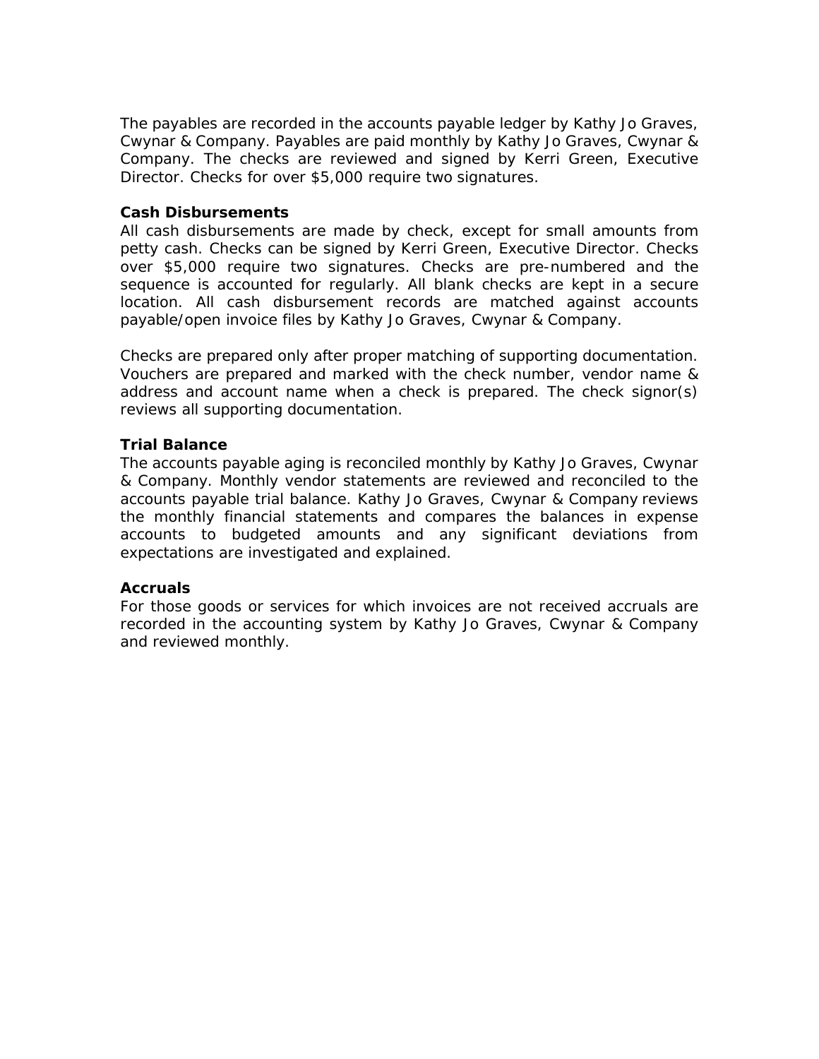The payables are recorded in the accounts payable ledger by Kathy Jo Graves, Cwynar & Company. Payables are paid monthly by Kathy Jo Graves, Cwynar & Company. The checks are reviewed and signed by Kerri Green, Executive Director. Checks for over $5,000 require two signatures.

**Cash Disbursements**

All cash disbursements are made by check, except for small amounts from petty cash. Checks can be signed by Kerri Green, Executive Director. Checks over $5,000 require two signatures. Checks are pre-numbered and the sequence is accounted for regularly. All blank checks are kept in a secure location. All cash disbursement records are matched against accounts payable/open invoice files by Kathy Jo Graves, Cwynar & Company.

Checks are prepared only after proper matching of supporting documentation. Vouchers are prepared and marked with the check number, vendor name & address and account name when a check is prepared. The check signor(s) reviews all supporting documentation.

**Trial Balance**

The accounts payable aging is reconciled monthly by Kathy Jo Graves, Cwynar & Company. Monthly vendor statements are reviewed and reconciled to the accounts payable trial balance. Kathy Jo Graves, Cwynar & Company reviews the monthly financial statements and compares the balances in expense accounts to budgeted amounts and any significant deviations from expectations are investigated and explained.

**Accruals**

For those goods or services for which invoices are not received accruals are recorded in the accounting system by Kathy Jo Graves, Cwynar & Company and reviewed monthly.